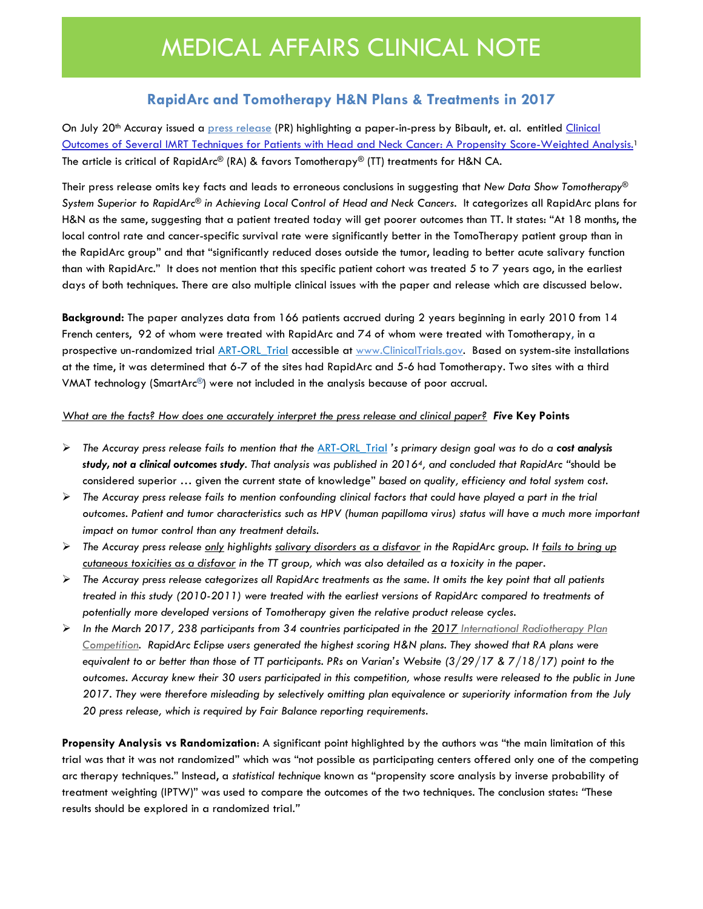# MEDICAL AFFAIRS CLINICAL NOTE

## RapidArc and Tomotherapy H&N Plans & Treatments in 2017

On July 20th Accuray issued a press release (PR) highlighting a paper-in-press by Bibault, et. al. entitled Clinical Outcomes of Several IMRT Techniques for Patients with Head and Neck Cancer: A Propensity Score-Weighted Analysis.[1] The article is critical of RapidArc® (RA) & favors Tomotherapy® (TT) treatments for H&N CA.

Their press release omits key facts and leads to erroneous conclusions in suggesting that *New Data Show Tomotherapy® System Superior to RapidArc® in Achieving Local Control of Head and Neck Cancers*. It categorizes all RapidArc plans for H&N as the same, suggesting that a patient treated today will get poorer outcomes than TT. It states: "At 18 months, the local control rate and cancer-specific survival rate were significantly better in the TomoTherapy patient group than in the RapidArc group" and that "significantly reduced doses outside the tumor, leading to better acute salivary function than with RapidArc." It does not mention that this specific patient cohort was treated 5 to 7 years ago, in the earliest days of both techniques. There are also multiple clinical issues with the paper and release which are discussed below.

**Background:** The paper analyzes data from 166 patients accrued during 2 years beginning in early 2010 from 14 French centers, 92 of whom were treated with RapidArc and 74 of whom were treated with Tomotherapy, in a prospective un-randomized trial ART-ORL_Trial accessible at www.ClinicalTrials.gov. Based on system-site installations at the time, it was determined that 6-7 of the sites had RapidArc and 5-6 had Tomotherapy. Two sites with a third VMAT technology (SmartArc®) were not included in the analysis because of poor accrual.

What are the facts? How does one accurately interpret the press release and clinical paper? ***Five* Key Points**

- *The Accuray press release fails to mention that the ART-ORL_Trial 's primary design goal was to do a **cost analysis study, not a clinical outcomes study**. That analysis was published in 2016[4], and concluded that RapidArc* "should be considered superior … given the current state of knowledge" *based on quality, efficiency and total system cost.*
- *The Accuray press release fails to mention confounding clinical factors that could have played a part in the trial outcomes. Patient and tumor characteristics such as HPV (human papilloma virus) status will have a much more important impact on tumor control than any treatment details.*
- *The Accuray press release only highlights salivary disorders as a disfavor in the RapidArc group. It fails to bring up cutaneous toxicities as a disfavor in the TT group, which was also detailed as a toxicity in the paper.*
- *The Accuray press release categorizes all RapidArc treatments as the same. It omits the key point that all patients treated in this study (2010-2011) were treated with the earliest versions of RapidArc compared to treatments of potentially more developed versions of Tomotherapy given the relative product release cycles.*
- *In the March 2017, 238 participants from 34 countries participated in the 2017 International Radiotherapy Plan Competition. RapidArc Eclipse users generated the highest scoring H&N plans. They showed that RA plans were equivalent to or better than those of TT participants. PRs on Varian's Website (3/29/17 & 7/18/17) point to the outcomes. Accuray knew their 30 users participated in this competition, whose results were released to the public in June 2017. They were therefore misleading by selectively omitting plan equivalence or superiority information from the July 20 press release, which is required by Fair Balance reporting requirements.*

**Propensity Analysis vs Randomization**: A significant point highlighted by the authors was "the main limitation of this trial was that it was not randomized" which was "not possible as participating centers offered only one of the competing arc therapy techniques." Instead, a *statistical technique* known as "propensity score analysis by inverse probability of treatment weighting (IPTW)" was used to compare the outcomes of the two techniques. The conclusion states: "These results should be explored in a randomized trial."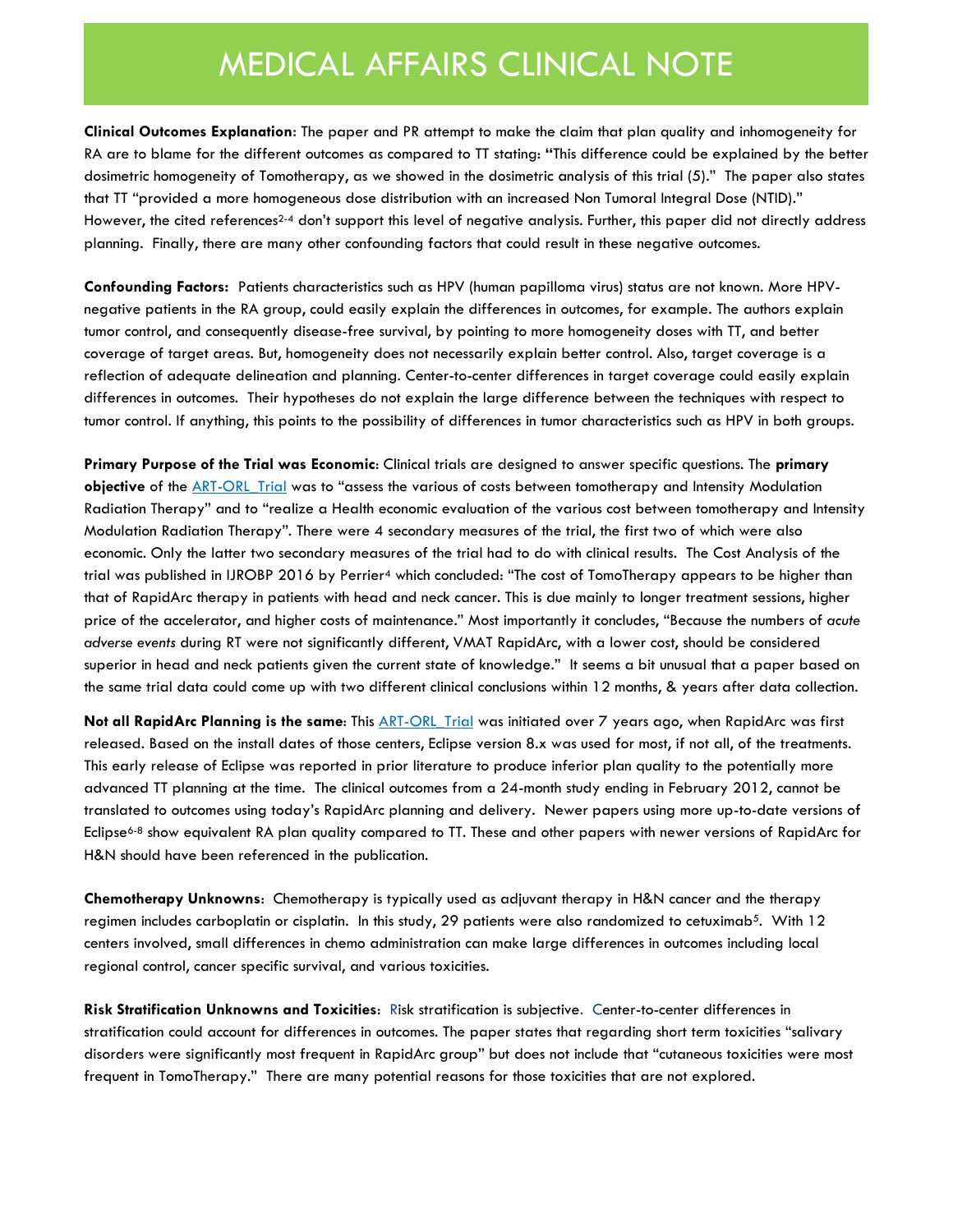# MEDICAL AFFAIRS CLINICAL NOTE

**Clinical Outcomes Explanation:** The paper and PR attempt to make the claim that plan quality and inhomogeneity for RA are to blame for the different outcomes as compared to TT stating: **"**This difference could be explained by the better dosimetric homogeneity of Tomotherapy, as we showed in the dosimetric analysis of this trial (5)." The paper also states that TT "provided a more homogeneous dose distribution with an increased Non Tumoral Integral Dose (NTID)." However, the cited references[2-4] don't support this level of negative analysis. Further, this paper did not directly address planning. Finally, there are many other confounding factors that could result in these negative outcomes.

**Confounding Factors:** Patients characteristics such as HPV (human papilloma virus) status are not known. More HPV-negative patients in the RA group, could easily explain the differences in outcomes, for example. The authors explain tumor control, and consequently disease-free survival, by pointing to more homogeneity doses with TT, and better coverage of target areas. But, homogeneity does not necessarily explain better control. Also, target coverage is a reflection of adequate delineation and planning. Center-to-center differences in target coverage could easily explain differences in outcomes. Their hypotheses do not explain the large difference between the techniques with respect to tumor control. If anything, this points to the possibility of differences in tumor characteristics such as HPV in both groups.

**Primary Purpose of the Trial was Economic**: Clinical trials are designed to answer specific questions. The **primary objective** of the ART-ORL_Trial was to "assess the various of costs between tomotherapy and Intensity Modulation Radiation Therapy" and to "realize a Health economic evaluation of the various cost between tomotherapy and Intensity Modulation Radiation Therapy". There were 4 secondary measures of the trial, the first two of which were also economic. Only the latter two secondary measures of the trial had to do with clinical results. The Cost Analysis of the trial was published in IJROBP 2016 by Perrier[4] which concluded: "The cost of TomoTherapy appears to be higher than that of RapidArc therapy in patients with head and neck cancer. This is due mainly to longer treatment sessions, higher price of the accelerator, and higher costs of maintenance." Most importantly it concludes, "Because the numbers of *acute adverse events* during RT were not significantly different, VMAT RapidArc, with a lower cost, should be considered superior in head and neck patients given the current state of knowledge." It seems a bit unusual that a paper based on the same trial data could come up with two different clinical conclusions within 12 months, & years after data collection.

**Not all RapidArc Planning is the same**: This ART-ORL_Trial was initiated over 7 years ago, when RapidArc was first released. Based on the install dates of those centers, Eclipse version 8.x was used for most, if not all, of the treatments. This early release of Eclipse was reported in prior literature to produce inferior plan quality to the potentially more advanced TT planning at the time. The clinical outcomes from a 24-month study ending in February 2012, cannot be translated to outcomes using today's RapidArc planning and delivery. Newer papers using more up-to-date versions of Eclipse[6-8] show equivalent RA plan quality compared to TT. These and other papers with newer versions of RapidArc for H&N should have been referenced in the publication.

**Chemotherapy Unknowns**: Chemotherapy is typically used as adjuvant therapy in H&N cancer and the therapy regimen includes carboplatin or cisplatin. In this study, 29 patients were also randomized to cetuximab[5]. With 12 centers involved, small differences in chemo administration can make large differences in outcomes including local regional control, cancer specific survival, and various toxicities.

**Risk Stratification Unknowns and Toxicities**: Risk stratification is subjective. Center-to-center differences in stratification could account for differences in outcomes. The paper states that regarding short term toxicities "salivary disorders were significantly most frequent in RapidArc group" but does not include that "cutaneous toxicities were most frequent in TomoTherapy." There are many potential reasons for those toxicities that are not explored.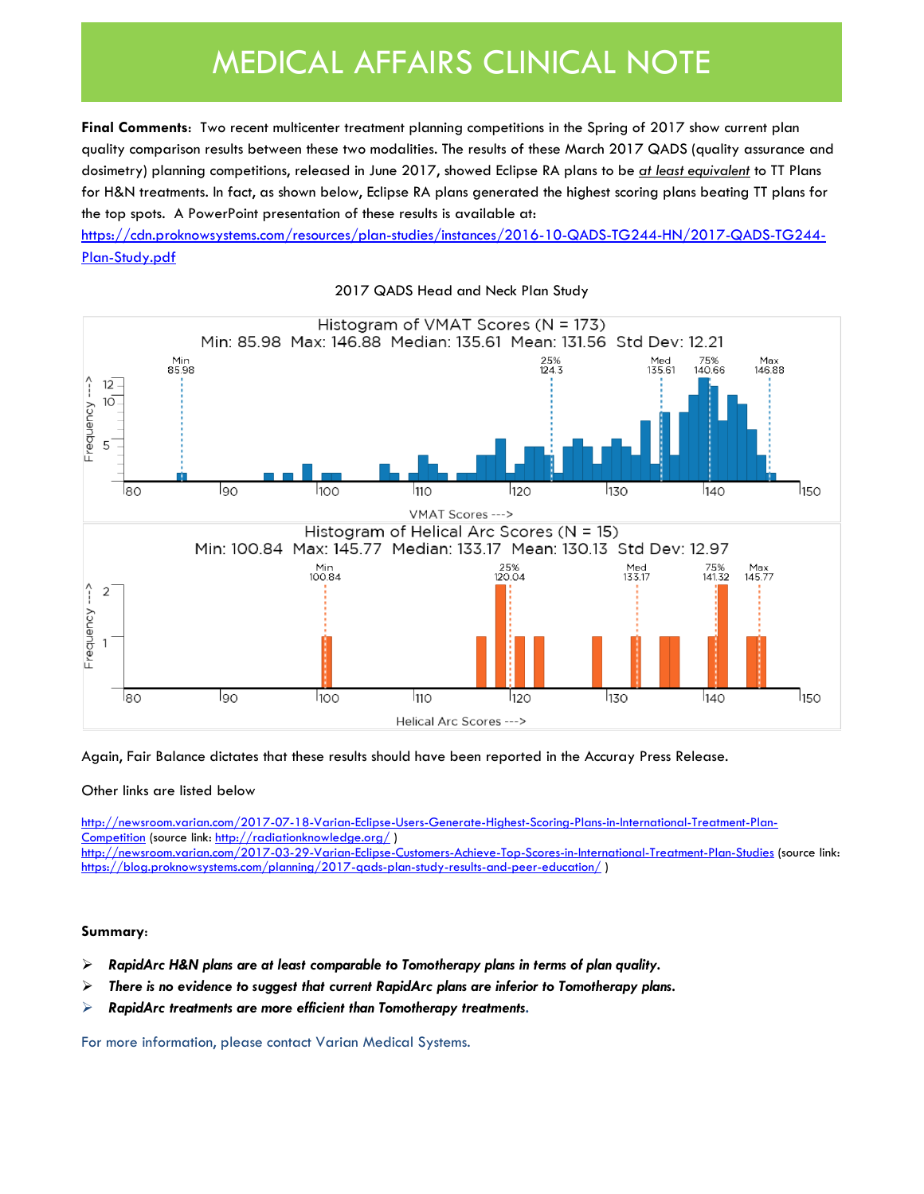# MEDICAL AFFAIRS CLINICAL NOTE

**Final Comments**: Two recent multicenter treatment planning competitions in the Spring of 2017 show current plan quality comparison results between these two modalities. The results of these March 2017 QADS (quality assurance and dosimetry) planning competitions, released in June 2017, showed Eclipse RA plans to be *at least equivalent* to TT Plans for H&N treatments. In fact, as shown below, Eclipse RA plans generated the highest scoring plans beating TT plans for the top spots. A PowerPoint presentation of these results is available at: [https://cdn.proknowsystems.com/resources/plan-studies/instances/2016-10-QADS-TG244-HN/2017-QADS-TG244-Plan-Study.pdf](https://cdn.proknowsystems.com/resources/plan-studies/instances/2016-10-QADS-TG244-HN/2017-QADS-TG244-Plan-Study.pdf)

2017 QADS Head and Neck Plan Study

Histogram of VMAT Scores (N = 173)
Min: 85.98 Max: 146.88 Median: 135.61 Mean: 131.56 Std Dev: 12.21

Histogram of Helical Arc Scores (N = 15)
Min: 100.84 Max: 145.77 Median: 133.17 Mean: 130.13 Std Dev: 12.97

Again, Fair Balance dictates that these results should have been reported in the Accuray Press Release.

Other links are listed below

[http://newsroom.varian.com/2017-07-18-Varian-Eclipse-Users-Generate-Highest-Scoring-Plans-in-International-Treatment-Plan-Competition](http://newsroom.varian.com/2017-07-18-Varian-Eclipse-Users-Generate-Highest-Scoring-Plans-in-International-Treatment-Plan-Competition) (source link: [http://radiationknowledge.org/](http://radiationknowledge.org/) )
[http://newsroom.varian.com/2017-03-29-Varian-Eclipse-Customers-Achieve-Top-Scores-in-International-Treatment-Plan-Studies](http://newsroom.varian.com/2017-03-29-Varian-Eclipse-Customers-Achieve-Top-Scores-in-International-Treatment-Plan-Studies) (source link: [https://blog.proknowsystems.com/planning/2017-qads-plan-study-results-and-peer-education/](https://blog.proknowsystems.com/planning/2017-qads-plan-study-results-and-peer-education/) )

**Summary:**

- ***RapidArc H&N plans are at least comparable to Tomotherapy plans in terms of plan quality.***
- ***There is no evidence to suggest that current RapidArc plans are inferior to Tomotherapy plans.***
- ***RapidArc treatments are more efficient than Tomotherapy treatments.***

For more information, please contact Varian Medical Systems.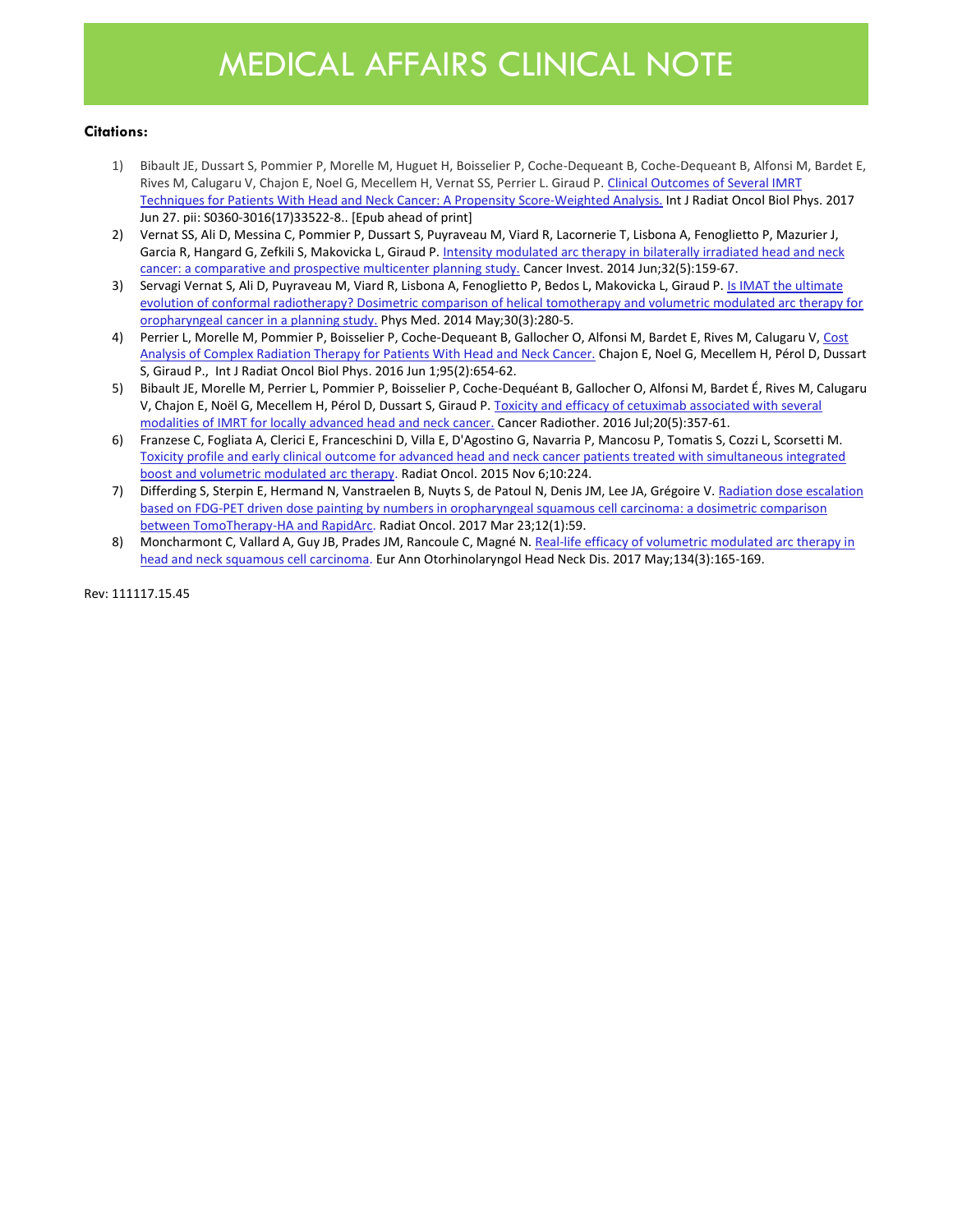# MEDICAL AFFAIRS CLINICAL NOTE

**Citations:**

1) Bibault JE, Dussart S, Pommier P, Morelle M, Huguet H, Boisselier P, Coche-Dequeant B, Coche-Dequeant B, Alfonsi M, Bardet E, Rives M, Calugaru V, Chajon E, Noel G, Mecellem H, Vernat SS, Perrier L. Giraud P. Clinical Outcomes of Several IMRT Techniques for Patients With Head and Neck Cancer: A Propensity Score-Weighted Analysis. Int J Radiat Oncol Biol Phys. 2017 Jun 27. pii: S0360-3016(17)33522-8.. [Epub ahead of print]
2) Vernat SS, Ali D, Messina C, Pommier P, Dussart S, Puyraveau M, Viard R, Lacornerie T, Lisbona A, Fenoglietto P, Mazurier J, Garcia R, Hangard G, Zefkili S, Makovicka L, Giraud P. Intensity modulated arc therapy in bilaterally irradiated head and neck cancer: a comparative and prospective multicenter planning study. Cancer Invest. 2014 Jun;32(5):159-67.
3) Servagi Vernat S, Ali D, Puyraveau M, Viard R, Lisbona A, Fenoglietto P, Bedos L, Makovicka L, Giraud P. Is IMAT the ultimate evolution of conformal radiotherapy? Dosimetric comparison of helical tomotherapy and volumetric modulated arc therapy for oropharyngeal cancer in a planning study. Phys Med. 2014 May;30(3):280-5.
4) Perrier L, Morelle M, Pommier P, Boisselier P, Coche-Dequeant B, Gallocher O, Alfonsi M, Bardet E, Rives M, Calugaru V, Cost Analysis of Complex Radiation Therapy for Patients With Head and Neck Cancer. Chajon E, Noel G, Mecellem H, Pérol D, Dussart S, Giraud P., Int J Radiat Oncol Biol Phys. 2016 Jun 1;95(2):654-62.
5) Bibault JE, Morelle M, Perrier L, Pommier P, Boisselier P, Coche-Dequéant B, Gallocher O, Alfonsi M, Bardet É, Rives M, Calugaru V, Chajon E, Noël G, Mecellem H, Pérol D, Dussart S, Giraud P. Toxicity and efficacy of cetuximab associated with several modalities of IMRT for locally advanced head and neck cancer. Cancer Radiother. 2016 Jul;20(5):357-61.
6) Franzese C, Fogliata A, Clerici E, Franceschini D, Villa E, D'Agostino G, Navarria P, Mancosu P, Tomatis S, Cozzi L, Scorsetti M. Toxicity profile and early clinical outcome for advanced head and neck cancer patients treated with simultaneous integrated boost and volumetric modulated arc therapy. Radiat Oncol. 2015 Nov 6;10:224.
7) Differding S, Sterpin E, Hermand N, Vanstraelen B, Nuyts S, de Patoul N, Denis JM, Lee JA, Grégoire V. Radiation dose escalation based on FDG-PET driven dose painting by numbers in oropharyngeal squamous cell carcinoma: a dosimetric comparison between TomoTherapy-HA and RapidArc. Radiat Oncol. 2017 Mar 23;12(1):59.
8) Moncharmont C, Vallard A, Guy JB, Prades JM, Rancoule C, Magné N. Real-life efficacy of volumetric modulated arc therapy in head and neck squamous cell carcinoma. Eur Ann Otorhinolaryngol Head Neck Dis. 2017 May;134(3):165-169.

Rev: 111117.15.45